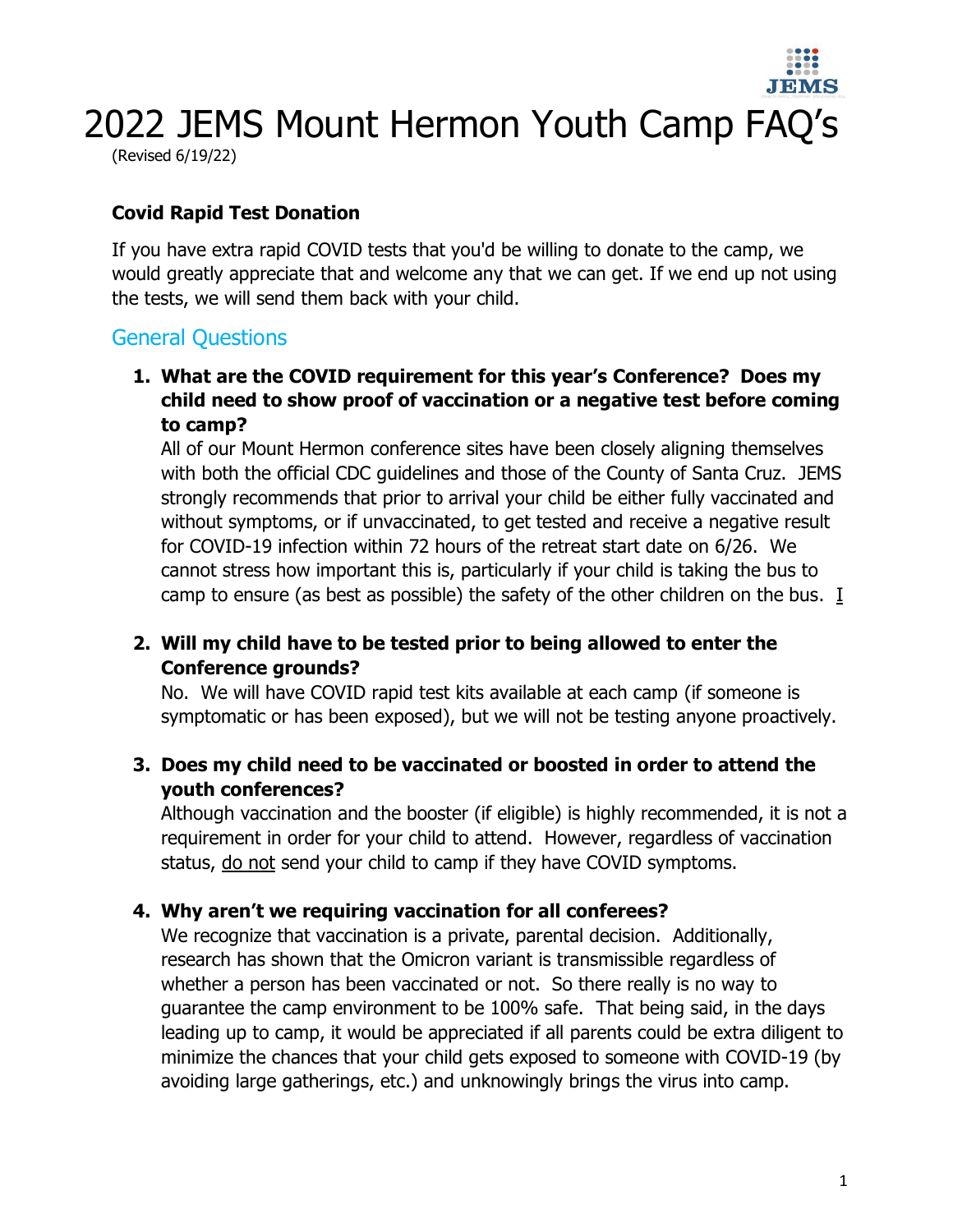# 2022 JEMS Mount Hermon Youth Camp FAQ's

(Revised 6/19/22)

**Covid Rapid Test Donation**

If you have extra rapid COVID tests that you'd be willing to donate to the camp, we would greatly appreciate that and welcome any that we can get. If we end up not using the tests, we will send them back with your child.

## General Questions

1. **What are the COVID requirement for this year's Conference? Does my child need to show proof of vaccination or a negative test before coming to camp?**
   All of our Mount Hermon conference sites have been closely aligning themselves with both the official CDC guidelines and those of the County of Santa Cruz. JEMS strongly recommends that prior to arrival your child be either fully vaccinated and without symptoms, or if unvaccinated, to get tested and receive a negative result for COVID-19 infection within 72 hours of the retreat start date on 6/26. We cannot stress how important this is, particularly if your child is taking the bus to camp to ensure (as best as possible) the safety of the other children on the bus. I

2. **Will my child have to be tested prior to being allowed to enter the Conference grounds?**
   No. We will have COVID rapid test kits available at each camp (if someone is symptomatic or has been exposed), but we will not be testing anyone proactively.

3. **Does my child need to be vaccinated or boosted in order to attend the youth conferences?**
   Although vaccination and the booster (if eligible) is highly recommended, it is not a requirement in order for your child to attend. However, regardless of vaccination status, do not send your child to camp if they have COVID symptoms.

4. **Why aren't we requiring vaccination for all conferees?**
   We recognize that vaccination is a private, parental decision. Additionally, research has shown that the Omicron variant is transmissible regardless of whether a person has been vaccinated or not. So there really is no way to guarantee the camp environment to be 100% safe. That being said, in the days leading up to camp, it would be appreciated if all parents could be extra diligent to minimize the chances that your child gets exposed to someone with COVID-19 (by avoiding large gatherings, etc.) and unknowingly brings the virus into camp.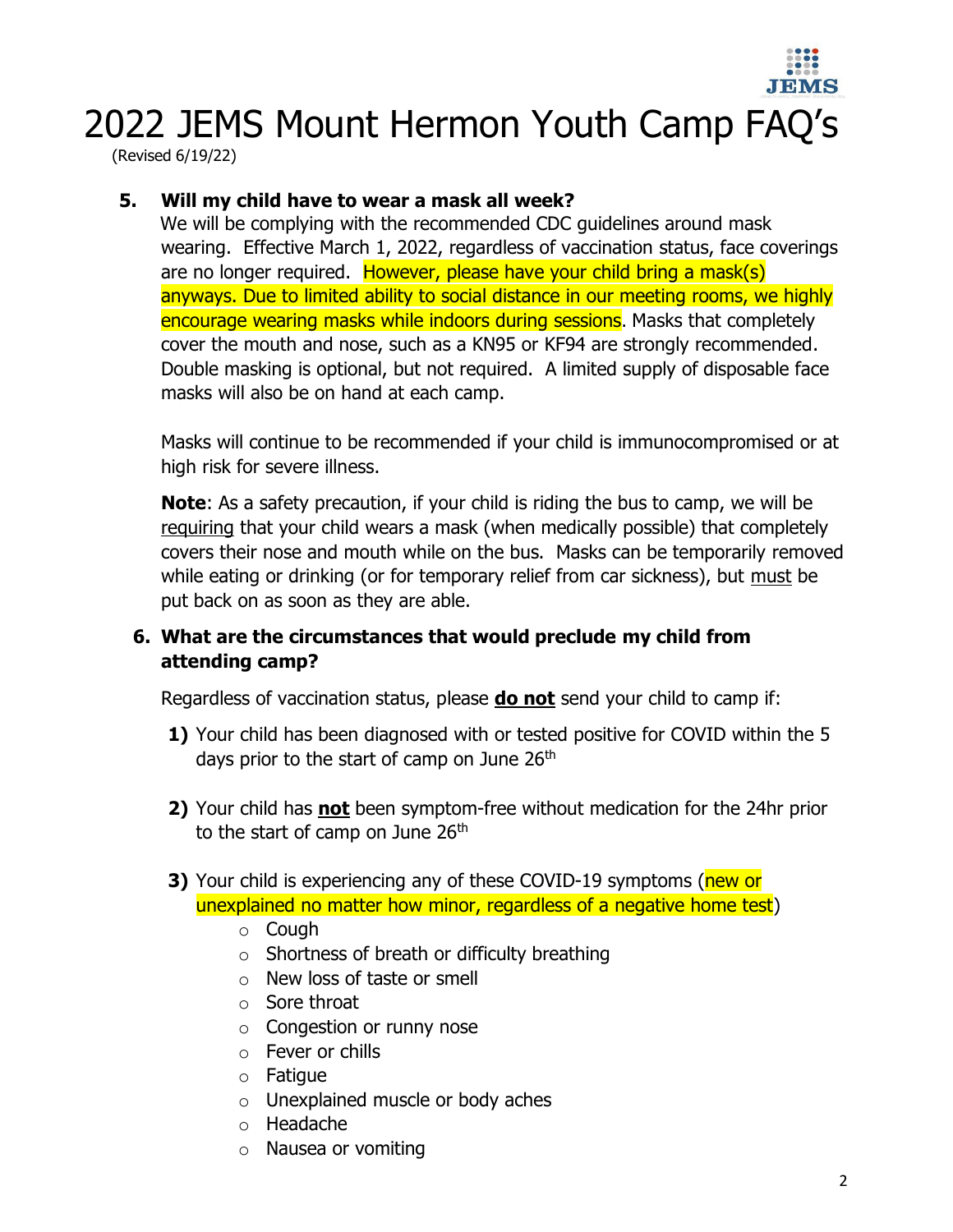# 2022 JEMS Mount Hermon Youth Camp FAQ's

(Revised 6/19/22)

**5. Will my child have to wear a mask all week?**

We will be complying with the recommended CDC guidelines around mask wearing. Effective March 1, 2022, regardless of vaccination status, face coverings are no longer required. However, please have your child bring a mask(s) anyways. Due to limited ability to social distance in our meeting rooms, we highly encourage wearing masks while indoors during sessions. Masks that completely cover the mouth and nose, such as a KN95 or KF94 are strongly recommended. Double masking is optional, but not required. A limited supply of disposable face masks will also be on hand at each camp.

Masks will continue to be recommended if your child is immunocompromised or at high risk for severe illness.

**Note**: As a safety precaution, if your child is riding the bus to camp, we will be requiring that your child wears a mask (when medically possible) that completely covers their nose and mouth while on the bus. Masks can be temporarily removed while eating or drinking (or for temporary relief from car sickness), but must be put back on as soon as they are able.

**6. What are the circumstances that would preclude my child from attending camp?**

Regardless of vaccination status, please **do not** send your child to camp if:

1) Your child has been diagnosed with or tested positive for COVID within the 5 days prior to the start of camp on June 26th
2) Your child has **not** been symptom-free without medication for the 24hr prior to the start of camp on June 26th
3) Your child is experiencing any of these COVID-19 symptoms (new or unexplained no matter how minor, regardless of a negative home test)
   - Cough
   - Shortness of breath or difficulty breathing
   - New loss of taste or smell
   - Sore throat
   - Congestion or runny nose
   - Fever or chills
   - Fatigue
   - Unexplained muscle or body aches
   - Headache
   - Nausea or vomiting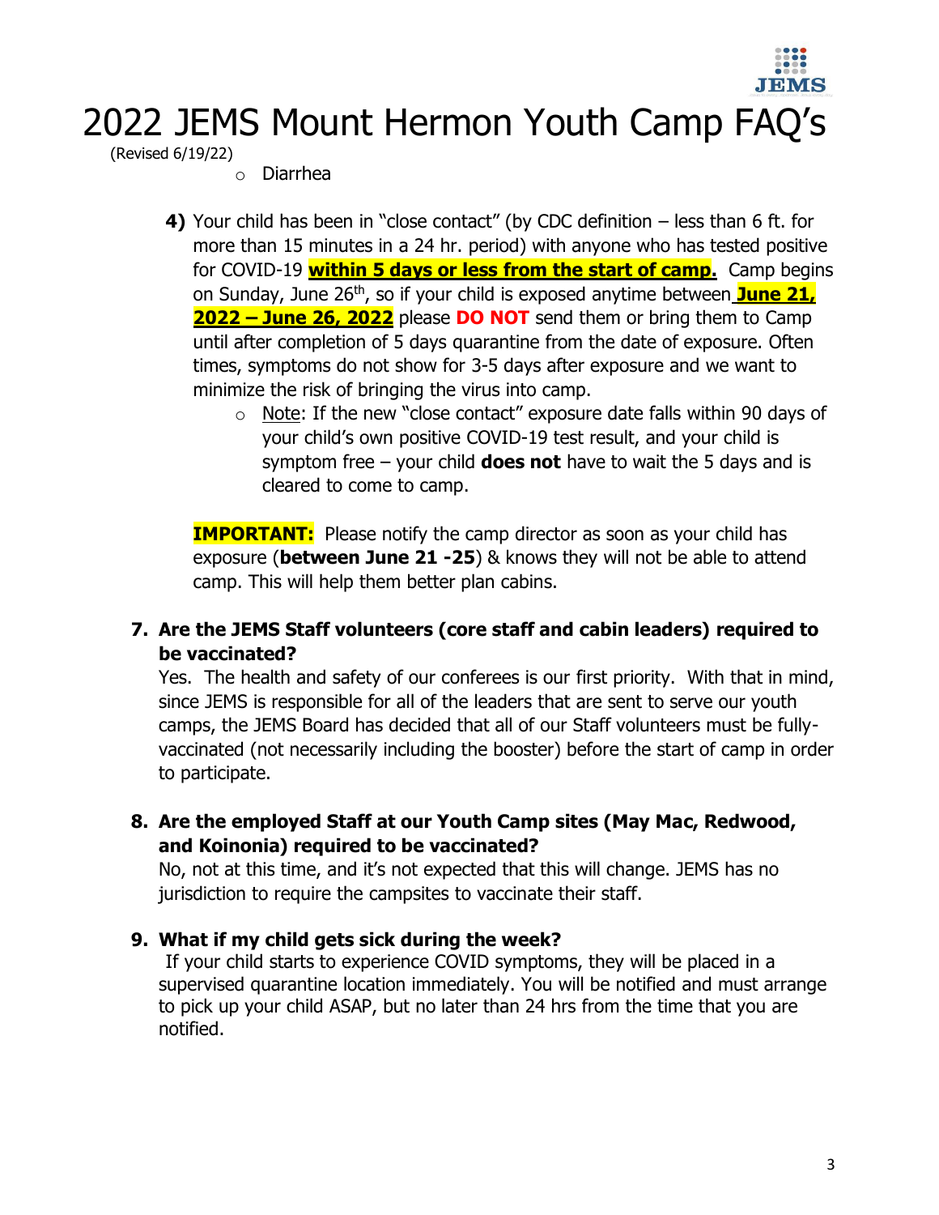# 2022 JEMS Mount Hermon Youth Camp FAQ's

(Revised 6/19/22)

- Diarrhea

4) Your child has been in "close contact" (by CDC definition – less than 6 ft. for more than 15 minutes in a 24 hr. period) with anyone who has tested positive for COVID-19 **within 5 days or less from the start of camp.** Camp begins on Sunday, June 26th, so if your child is exposed anytime between **June 21, 2022 – June 26, 2022** please **DO NOT** send them or bring them to Camp until after completion of 5 days quarantine from the date of exposure. Often times, symptoms do not show for 3-5 days after exposure and we want to minimize the risk of bringing the virus into camp.
   - Note: If the new "close contact" exposure date falls within 90 days of your child's own positive COVID-19 test result, and your child is symptom free – your child **does not** have to wait the 5 days and is cleared to come to camp.

**IMPORTANT:** Please notify the camp director as soon as your child has exposure (**between June 21 -25**) & knows they will not be able to attend camp. This will help them better plan cabins.

**7. Are the JEMS Staff volunteers (core staff and cabin leaders) required to be vaccinated?**

Yes. The health and safety of our conferees is our first priority. With that in mind, since JEMS is responsible for all of the leaders that are sent to serve our youth camps, the JEMS Board has decided that all of our Staff volunteers must be fully-vaccinated (not necessarily including the booster) before the start of camp in order to participate.

**8. Are the employed Staff at our Youth Camp sites (May Mac, Redwood, and Koinonia) required to be vaccinated?**

No, not at this time, and it's not expected that this will change. JEMS has no jurisdiction to require the campsites to vaccinate their staff.

**9. What if my child gets sick during the week?**

If your child starts to experience COVID symptoms, they will be placed in a supervised quarantine location immediately. You will be notified and must arrange to pick up your child ASAP, but no later than 24 hrs from the time that you are notified.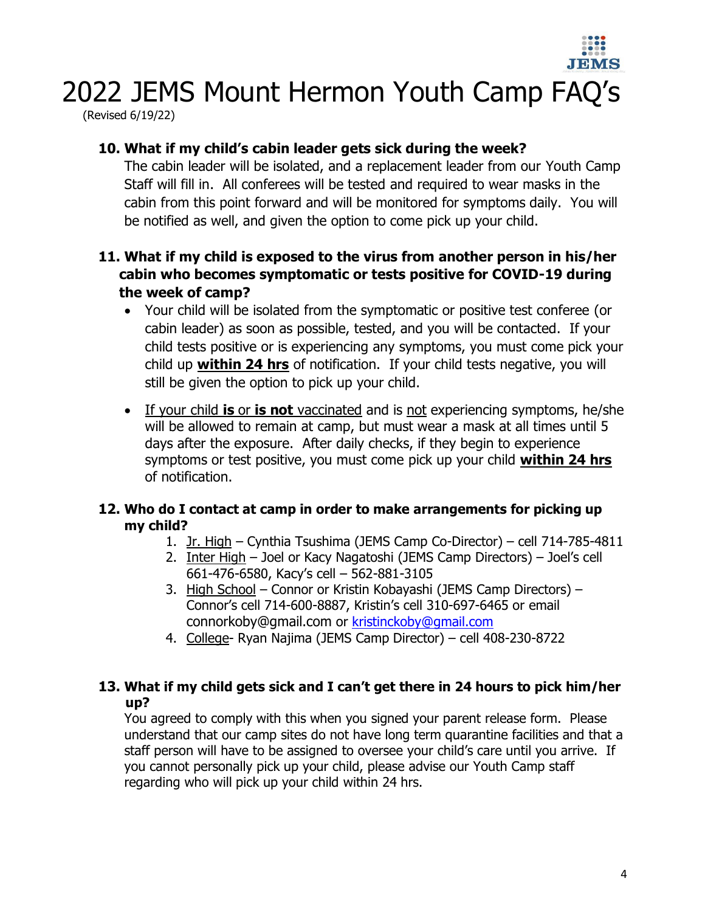# 2022 JEMS Mount Hermon Youth Camp FAQ's

(Revised 6/19/22)

**10. What if my child's cabin leader gets sick during the week?**

The cabin leader will be isolated, and a replacement leader from our Youth Camp Staff will fill in. All conferees will be tested and required to wear masks in the cabin from this point forward and will be monitored for symptoms daily. You will be notified as well, and given the option to come pick up your child.

**11. What if my child is exposed to the virus from another person in his/her cabin who becomes symptomatic or tests positive for COVID-19 during the week of camp?**

- Your child will be isolated from the symptomatic or positive test conferee (or cabin leader) as soon as possible, tested, and you will be contacted. If your child tests positive or is experiencing any symptoms, you must come pick your child up **<u>within 24 hrs</u>** of notification. If your child tests negative, you will still be given the option to pick up your child.
- <u>If your child **is** or **is not** vaccinated</u> and is <u>not</u> experiencing symptoms, he/she will be allowed to remain at camp, but must wear a mask at all times until 5 days after the exposure. After daily checks, if they begin to experience symptoms or test positive, you must come pick up your child **<u>within 24 hrs</u>** of notification.

**12. Who do I contact at camp in order to make arrangements for picking up my child?**

1. <u>Jr. High</u> – Cynthia Tsushima (JEMS Camp Co-Director) – cell 714-785-4811
2. <u>Inter High</u> – Joel or Kacy Nagatoshi (JEMS Camp Directors) – Joel's cell 661-476-6580, Kacy's cell – 562-881-3105
3. <u>High School</u> – Connor or Kristin Kobayashi (JEMS Camp Directors) – Connor's cell 714-600-8887, Kristin's cell 310-697-6465 or email connorkoby@gmail.com or kristinckoby@gmail.com
4. <u>College</u>- Ryan Najima (JEMS Camp Director) – cell 408-230-8722

**13. What if my child gets sick and I can't get there in 24 hours to pick him/her up?**

You agreed to comply with this when you signed your parent release form. Please understand that our camp sites do not have long term quarantine facilities and that a staff person will have to be assigned to oversee your child's care until you arrive. If you cannot personally pick up your child, please advise our Youth Camp staff regarding who will pick up your child within 24 hrs.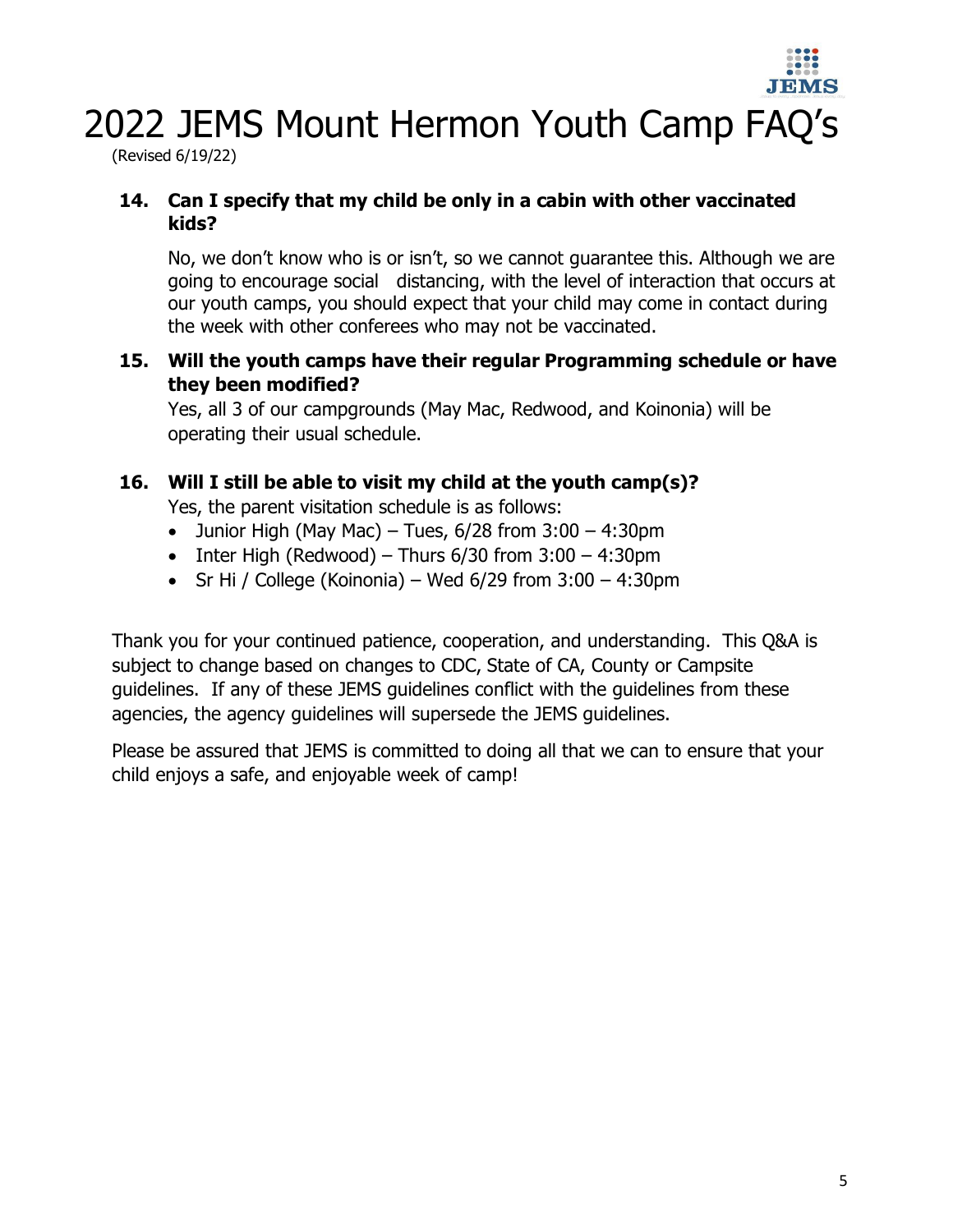# 2022 JEMS Mount Hermon Youth Camp FAQ's

(Revised 6/19/22)

**14. Can I specify that my child be only in a cabin with other vaccinated kids?**

No, we don't know who is or isn't, so we cannot guarantee this. Although we are going to encourage social distancing, with the level of interaction that occurs at our youth camps, you should expect that your child may come in contact during the week with other conferees who may not be vaccinated.

**15. Will the youth camps have their regular Programming schedule or have they been modified?**

Yes, all 3 of our campgrounds (May Mac, Redwood, and Koinonia) will be operating their usual schedule.

**16. Will I still be able to visit my child at the youth camp(s)?**

Yes, the parent visitation schedule is as follows:

- Junior High (May Mac) – Tues, 6/28 from 3:00 – 4:30pm
- Inter High (Redwood) – Thurs 6/30 from 3:00 – 4:30pm
- Sr Hi / College (Koinonia) – Wed 6/29 from 3:00 – 4:30pm

Thank you for your continued patience, cooperation, and understanding. This Q&A is subject to change based on changes to CDC, State of CA, County or Campsite guidelines. If any of these JEMS guidelines conflict with the guidelines from these agencies, the agency guidelines will supersede the JEMS guidelines.

Please be assured that JEMS is committed to doing all that we can to ensure that your child enjoys a safe, and enjoyable week of camp!